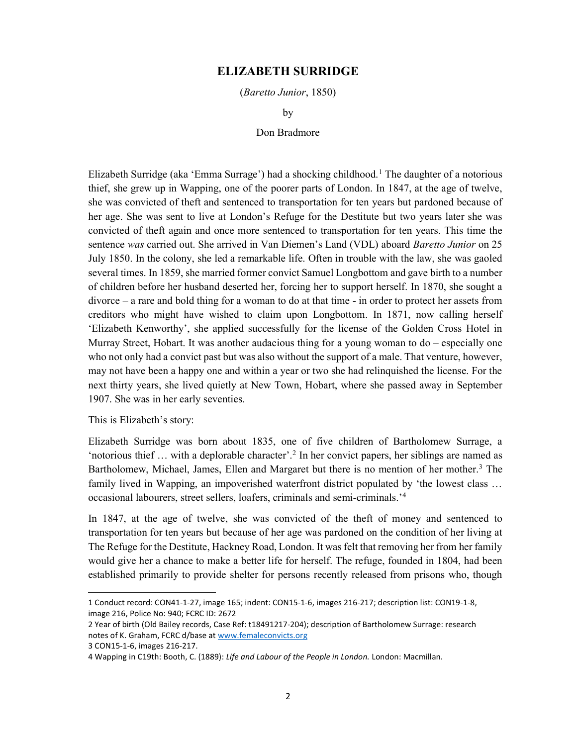# ELIZABETH SURRIDGE

(*Baretto Junior*, 1850)

by

Don Bradmore

Elizabeth Surridge (aka 'Emma Surrage') had a shocking childhood.[1] The daughter of a notorious thief, she grew up in Wapping, one of the poorer parts of London. In 1847, at the age of twelve, she was convicted of theft and sentenced to transportation for ten years but pardoned because of her age. She was sent to live at London's Refuge for the Destitute but two years later she was convicted of theft again and once more sentenced to transportation for ten years. This time the sentence *was* carried out. She arrived in Van Diemen's Land (VDL) aboard *Baretto Junior* on 25 July 1850. In the colony, she led a remarkable life. Often in trouble with the law, she was gaoled several times. In 1859, she married former convict Samuel Longbottom and gave birth to a number of children before her husband deserted her, forcing her to support herself. In 1870, she sought a divorce – a rare and bold thing for a woman to do at that time - in order to protect her assets from creditors who might have wished to claim upon Longbottom. In 1871, now calling herself 'Elizabeth Kenworthy', she applied successfully for the license of the Golden Cross Hotel in Murray Street, Hobart. It was another audacious thing for a young woman to do – especially one who not only had a convict past but was also without the support of a male. That venture, however, may not have been a happy one and within a year or two she had relinquished the license. For the next thirty years, she lived quietly at New Town, Hobart, where she passed away in September 1907. She was in her early seventies.

This is Elizabeth's story:

Elizabeth Surridge was born about 1835, one of five children of Bartholomew Surrage, a 'notorious thief … with a deplorable character'.[2] In her convict papers, her siblings are named as Bartholomew, Michael, James, Ellen and Margaret but there is no mention of her mother.[3] The family lived in Wapping, an impoverished waterfront district populated by 'the lowest class … occasional labourers, street sellers, loafers, criminals and semi-criminals.'[4]

In 1847, at the age of twelve, she was convicted of the theft of money and sentenced to transportation for ten years but because of her age was pardoned on the condition of her living at The Refuge for the Destitute, Hackney Road, London. It was felt that removing her from her family would give her a chance to make a better life for herself. The refuge, founded in 1804, had been established primarily to provide shelter for persons recently released from prisons who, though

---

1 Conduct record: CON41-1-27, image 165; indent: CON15-1-6, images 216-217; description list: CON19-1-8, image 216, Police No: 940; FCRC ID: 2672

2 Year of birth (Old Bailey records, Case Ref: t18491217-204); description of Bartholomew Surrage: research notes of K. Graham, FCRC d/base at www.femaleconvicts.org

3 CON15-1-6, images 216-217.

4 Wapping in C19th: Booth, C. (1889): *Life and Labour of the People in London.* London: Macmillan.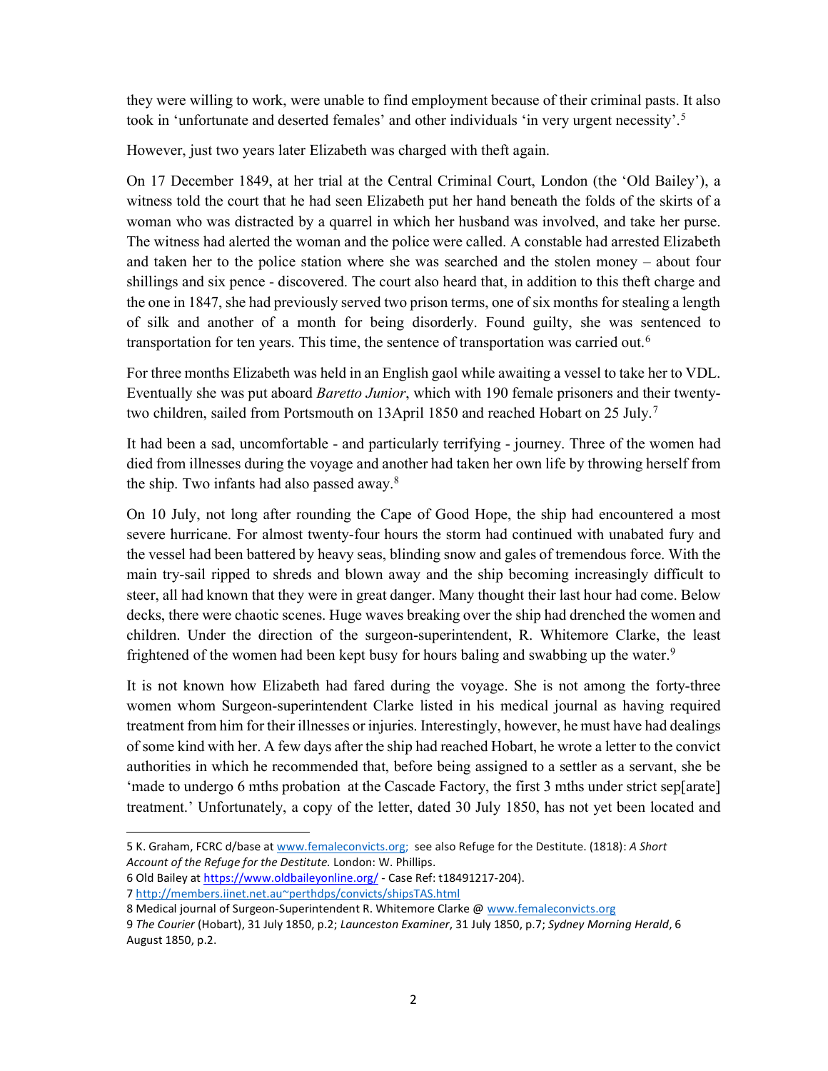they were willing to work, were unable to find employment because of their criminal pasts. It also took in 'unfortunate and deserted females' and other individuals 'in very urgent necessity'.[5]

However, just two years later Elizabeth was charged with theft again.

On 17 December 1849, at her trial at the Central Criminal Court, London (the 'Old Bailey'), a witness told the court that he had seen Elizabeth put her hand beneath the folds of the skirts of a woman who was distracted by a quarrel in which her husband was involved, and take her purse. The witness had alerted the woman and the police were called. A constable had arrested Elizabeth and taken her to the police station where she was searched and the stolen money – about four shillings and six pence - discovered. The court also heard that, in addition to this theft charge and the one in 1847, she had previously served two prison terms, one of six months for stealing a length of silk and another of a month for being disorderly. Found guilty, she was sentenced to transportation for ten years. This time, the sentence of transportation was carried out.[6]

For three months Elizabeth was held in an English gaol while awaiting a vessel to take her to VDL. Eventually she was put aboard *Baretto Junior*, which with 190 female prisoners and their twenty-two children, sailed from Portsmouth on 13April 1850 and reached Hobart on 25 July.[7]

It had been a sad, uncomfortable - and particularly terrifying - journey. Three of the women had died from illnesses during the voyage and another had taken her own life by throwing herself from the ship. Two infants had also passed away.[8]

On 10 July, not long after rounding the Cape of Good Hope, the ship had encountered a most severe hurricane. For almost twenty-four hours the storm had continued with unabated fury and the vessel had been battered by heavy seas, blinding snow and gales of tremendous force. With the main try-sail ripped to shreds and blown away and the ship becoming increasingly difficult to steer, all had known that they were in great danger. Many thought their last hour had come. Below decks, there were chaotic scenes. Huge waves breaking over the ship had drenched the women and children. Under the direction of the surgeon-superintendent, R. Whitemore Clarke, the least frightened of the women had been kept busy for hours baling and swabbing up the water.[9]

It is not known how Elizabeth had fared during the voyage. She is not among the forty-three women whom Surgeon-superintendent Clarke listed in his medical journal as having required treatment from him for their illnesses or injuries. Interestingly, however, he must have had dealings of some kind with her. A few days after the ship had reached Hobart, he wrote a letter to the convict authorities in which he recommended that, before being assigned to a settler as a servant, she be 'made to undergo 6 mths probation at the Cascade Factory, the first 3 mths under strict sep[arate] treatment.' Unfortunately, a copy of the letter, dated 30 July 1850, has not yet been located and

---

5 K. Graham, FCRC d/base at www.femaleconvicts.org; see also Refuge for the Destitute. (1818): *A Short Account of the Refuge for the Destitute.* London: W. Phillips.

6 Old Bailey at https://www.oldbaileyonline.org/ - Case Ref: t18491217-204).

7 http://members.iinet.net.au~perthdps/convicts/shipsTAS.html

8 Medical journal of Surgeon-Superintendent R. Whitemore Clarke @ www.femaleconvicts.org

9 *The Courier* (Hobart), 31 July 1850, p.2; *Launceston Examiner*, 31 July 1850, p.7; *Sydney Morning Herald*, 6 August 1850, p.2.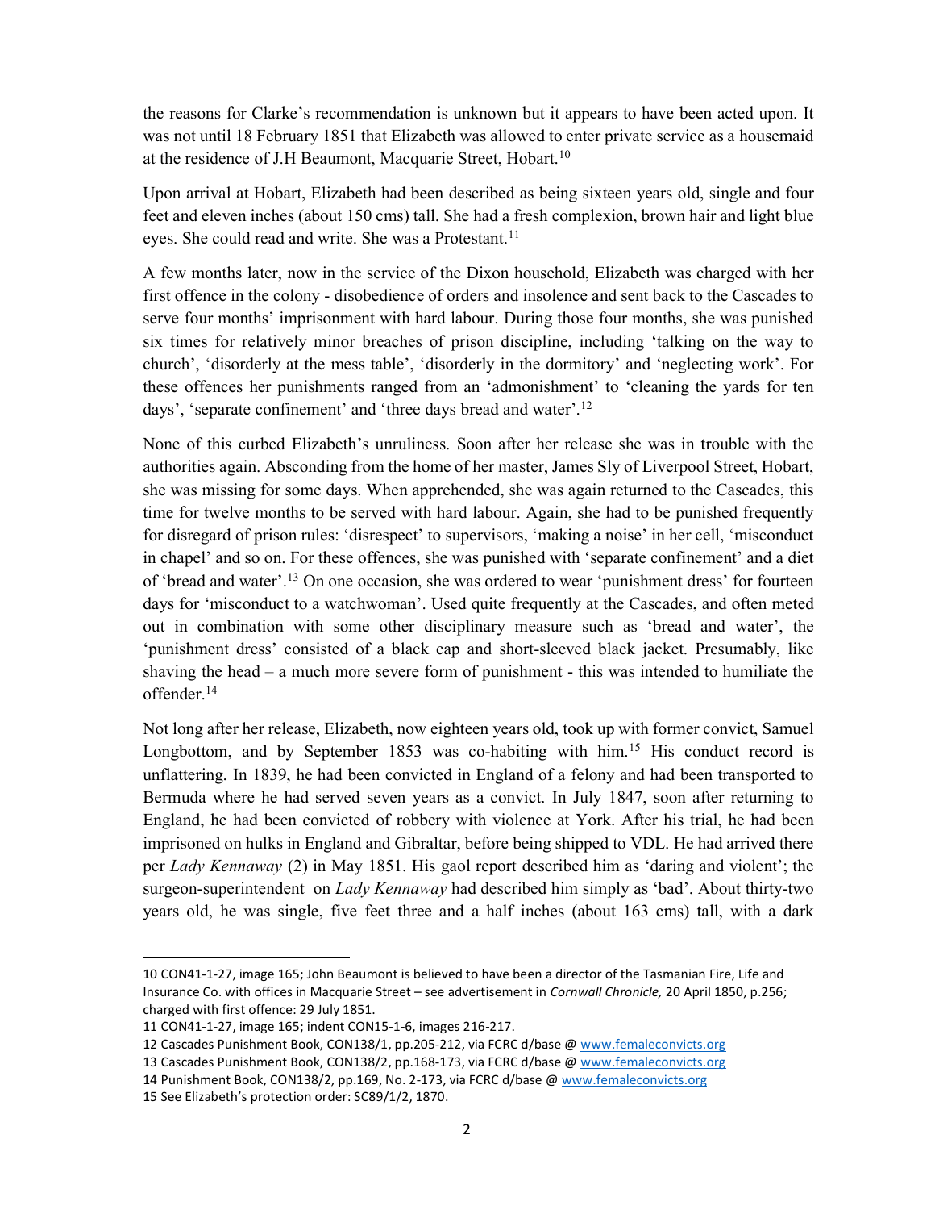the reasons for Clarke's recommendation is unknown but it appears to have been acted upon. It was not until 18 February 1851 that Elizabeth was allowed to enter private service as a housemaid at the residence of J.H Beaumont, Macquarie Street, Hobart.[10]

Upon arrival at Hobart, Elizabeth had been described as being sixteen years old, single and four feet and eleven inches (about 150 cms) tall. She had a fresh complexion, brown hair and light blue eyes. She could read and write. She was a Protestant.[11]

A few months later, now in the service of the Dixon household, Elizabeth was charged with her first offence in the colony - disobedience of orders and insolence and sent back to the Cascades to serve four months' imprisonment with hard labour. During those four months, she was punished six times for relatively minor breaches of prison discipline, including 'talking on the way to church', 'disorderly at the mess table', 'disorderly in the dormitory' and 'neglecting work'. For these offences her punishments ranged from an 'admonishment' to 'cleaning the yards for ten days', 'separate confinement' and 'three days bread and water'.[12]

None of this curbed Elizabeth's unruliness. Soon after her release she was in trouble with the authorities again. Absconding from the home of her master, James Sly of Liverpool Street, Hobart, she was missing for some days. When apprehended, she was again returned to the Cascades, this time for twelve months to be served with hard labour. Again, she had to be punished frequently for disregard of prison rules: 'disrespect' to supervisors, 'making a noise' in her cell, 'misconduct in chapel' and so on. For these offences, she was punished with 'separate confinement' and a diet of 'bread and water'.[13] On one occasion, she was ordered to wear 'punishment dress' for fourteen days for 'misconduct to a watchwoman'. Used quite frequently at the Cascades, and often meted out in combination with some other disciplinary measure such as 'bread and water', the 'punishment dress' consisted of a black cap and short-sleeved black jacket. Presumably, like shaving the head – a much more severe form of punishment - this was intended to humiliate the offender.[14]

Not long after her release, Elizabeth, now eighteen years old, took up with former convict, Samuel Longbottom, and by September 1853 was co-habiting with him.[15] His conduct record is unflattering. In 1839, he had been convicted in England of a felony and had been transported to Bermuda where he had served seven years as a convict. In July 1847, soon after returning to England, he had been convicted of robbery with violence at York. After his trial, he had been imprisoned on hulks in England and Gibraltar, before being shipped to VDL. He had arrived there per *Lady Kennaway* (2) in May 1851. His gaol report described him as 'daring and violent'; the surgeon-superintendent on *Lady Kennaway* had described him simply as 'bad'. About thirty-two years old, he was single, five feet three and a half inches (about 163 cms) tall, with a dark

---

10 CON41-1-27, image 165; John Beaumont is believed to have been a director of the Tasmanian Fire, Life and Insurance Co. with offices in Macquarie Street – see advertisement in *Cornwall Chronicle,* 20 April 1850, p.256; charged with first offence: 29 July 1851.

11 CON41-1-27, image 165; indent CON15-1-6, images 216-217.

12 Cascades Punishment Book, CON138/1, pp.205-212, via FCRC d/base @ www.femaleconvicts.org

13 Cascades Punishment Book, CON138/2, pp.168-173, via FCRC d/base @ www.femaleconvicts.org

14 Punishment Book, CON138/2, pp.169, No. 2-173, via FCRC d/base @ www.femaleconvicts.org

15 See Elizabeth's protection order: SC89/1/2, 1870.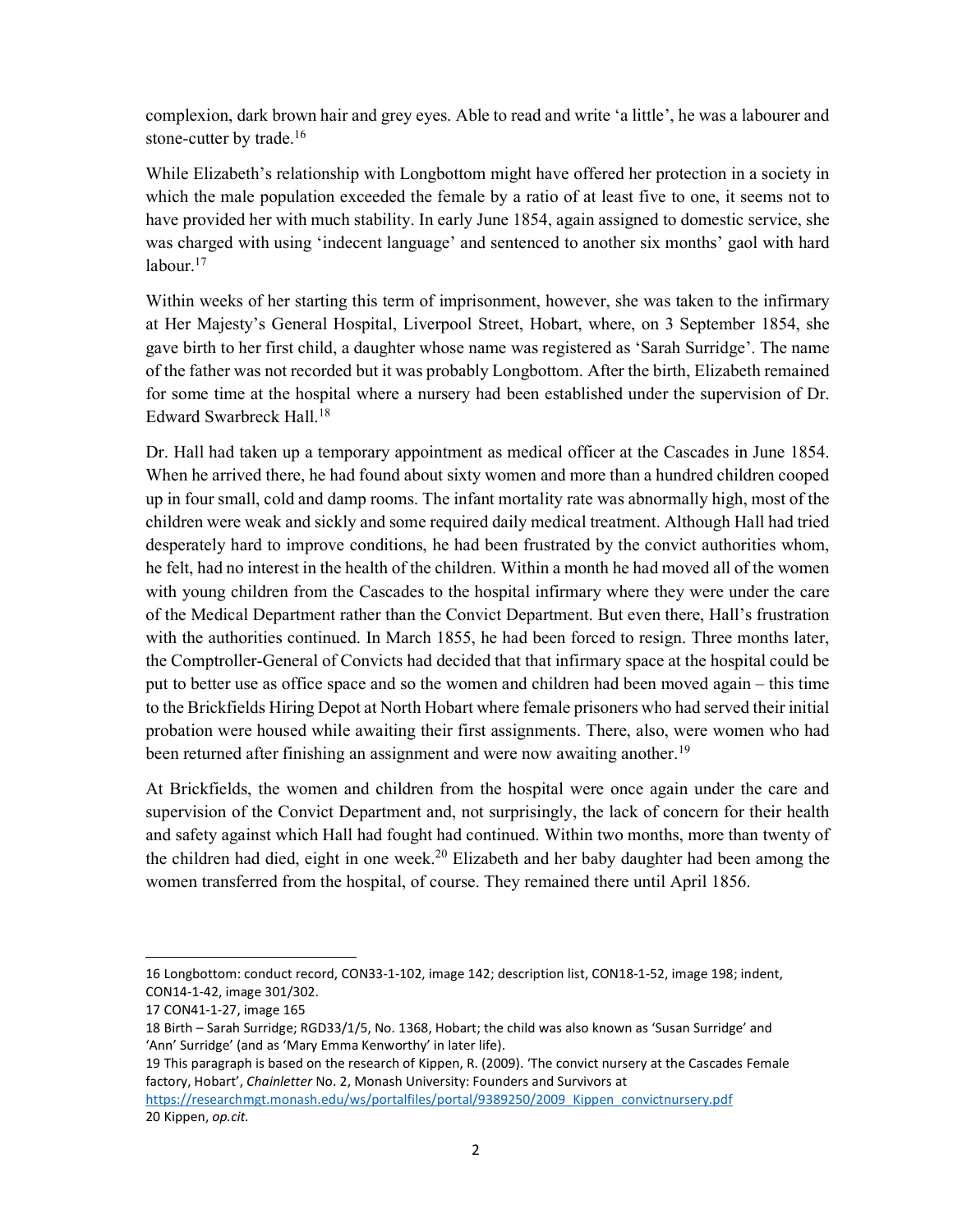complexion, dark brown hair and grey eyes. Able to read and write 'a little', he was a labourer and stone-cutter by trade.[16]

While Elizabeth's relationship with Longbottom might have offered her protection in a society in which the male population exceeded the female by a ratio of at least five to one, it seems not to have provided her with much stability. In early June 1854, again assigned to domestic service, she was charged with using 'indecent language' and sentenced to another six months' gaol with hard labour.[17]

Within weeks of her starting this term of imprisonment, however, she was taken to the infirmary at Her Majesty's General Hospital, Liverpool Street, Hobart, where, on 3 September 1854, she gave birth to her first child, a daughter whose name was registered as 'Sarah Surridge'. The name of the father was not recorded but it was probably Longbottom. After the birth, Elizabeth remained for some time at the hospital where a nursery had been established under the supervision of Dr. Edward Swarbreck Hall.[18]

Dr. Hall had taken up a temporary appointment as medical officer at the Cascades in June 1854. When he arrived there, he had found about sixty women and more than a hundred children cooped up in four small, cold and damp rooms. The infant mortality rate was abnormally high, most of the children were weak and sickly and some required daily medical treatment. Although Hall had tried desperately hard to improve conditions, he had been frustrated by the convict authorities whom, he felt, had no interest in the health of the children. Within a month he had moved all of the women with young children from the Cascades to the hospital infirmary where they were under the care of the Medical Department rather than the Convict Department. But even there, Hall's frustration with the authorities continued. In March 1855, he had been forced to resign. Three months later, the Comptroller-General of Convicts had decided that that infirmary space at the hospital could be put to better use as office space and so the women and children had been moved again – this time to the Brickfields Hiring Depot at North Hobart where female prisoners who had served their initial probation were housed while awaiting their first assignments. There, also, were women who had been returned after finishing an assignment and were now awaiting another.[19]

At Brickfields, the women and children from the hospital were once again under the care and supervision of the Convict Department and, not surprisingly, the lack of concern for their health and safety against which Hall had fought had continued. Within two months, more than twenty of the children had died, eight in one week.[20] Elizabeth and her baby daughter had been among the women transferred from the hospital, of course. They remained there until April 1856.

---

16 Longbottom: conduct record, CON33-1-102, image 142; description list, CON18-1-52, image 198; indent, CON14-1-42, image 301/302.

17 CON41-1-27, image 165

18 Birth – Sarah Surridge; RGD33/1/5, No. 1368, Hobart; the child was also known as 'Susan Surridge' and 'Ann' Surridge' (and as 'Mary Emma Kenworthy' in later life).

19 This paragraph is based on the research of Kippen, R. (2009). 'The convict nursery at the Cascades Female factory, Hobart', *Chainletter* No. 2, Monash University: Founders and Survivors at https://researchmgt.monash.edu/ws/portalfiles/portal/9389250/2009_Kippen_convictnursery.pdf

20 Kippen, *op.cit.*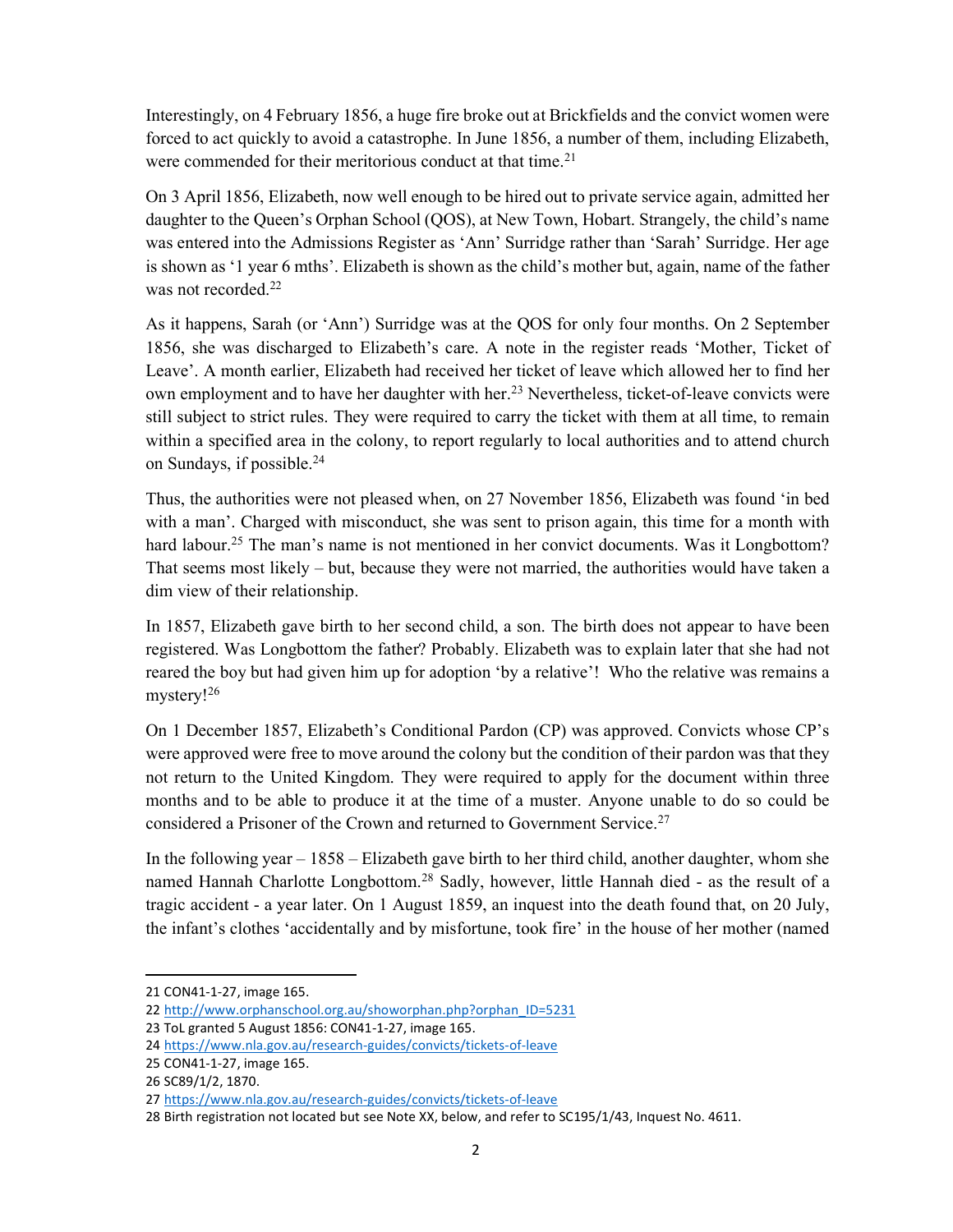Interestingly, on 4 February 1856, a huge fire broke out at Brickfields and the convict women were forced to act quickly to avoid a catastrophe. In June 1856, a number of them, including Elizabeth, were commended for their meritorious conduct at that time.[21]

On 3 April 1856, Elizabeth, now well enough to be hired out to private service again, admitted her daughter to the Queen's Orphan School (QOS), at New Town, Hobart. Strangely, the child's name was entered into the Admissions Register as 'Ann' Surridge rather than 'Sarah' Surridge. Her age is shown as '1 year 6 mths'. Elizabeth is shown as the child's mother but, again, name of the father was not recorded.[22]

As it happens, Sarah (or 'Ann') Surridge was at the QOS for only four months. On 2 September 1856, she was discharged to Elizabeth's care. A note in the register reads 'Mother, Ticket of Leave'. A month earlier, Elizabeth had received her ticket of leave which allowed her to find her own employment and to have her daughter with her.[23] Nevertheless, ticket-of-leave convicts were still subject to strict rules. They were required to carry the ticket with them at all time, to remain within a specified area in the colony, to report regularly to local authorities and to attend church on Sundays, if possible.[24]

Thus, the authorities were not pleased when, on 27 November 1856, Elizabeth was found 'in bed with a man'. Charged with misconduct, she was sent to prison again, this time for a month with hard labour.[25] The man's name is not mentioned in her convict documents. Was it Longbottom? That seems most likely – but, because they were not married, the authorities would have taken a dim view of their relationship.

In 1857, Elizabeth gave birth to her second child, a son. The birth does not appear to have been registered. Was Longbottom the father? Probably. Elizabeth was to explain later that she had not reared the boy but had given him up for adoption 'by a relative'! Who the relative was remains a mystery![26]

On 1 December 1857, Elizabeth's Conditional Pardon (CP) was approved. Convicts whose CP's were approved were free to move around the colony but the condition of their pardon was that they not return to the United Kingdom. They were required to apply for the document within three months and to be able to produce it at the time of a muster. Anyone unable to do so could be considered a Prisoner of the Crown and returned to Government Service.[27]

In the following year – 1858 – Elizabeth gave birth to her third child, another daughter, whom she named Hannah Charlotte Longbottom.[28] Sadly, however, little Hannah died - as the result of a tragic accident - a year later. On 1 August 1859, an inquest into the death found that, on 20 July, the infant's clothes 'accidentally and by misfortune, took fire' in the house of her mother (named

21 CON41-1-27, image 165.

22 http://www.orphanschool.org.au/showorphan.php?orphan_ID=5231

23 ToL granted 5 August 1856: CON41-1-27, image 165.

24 https://www.nla.gov.au/research-guides/convicts/tickets-of-leave

25 CON41-1-27, image 165.

26 SC89/1/2, 1870.

27 https://www.nla.gov.au/research-guides/convicts/tickets-of-leave

28 Birth registration not located but see Note XX, below, and refer to SC195/1/43, Inquest No. 4611.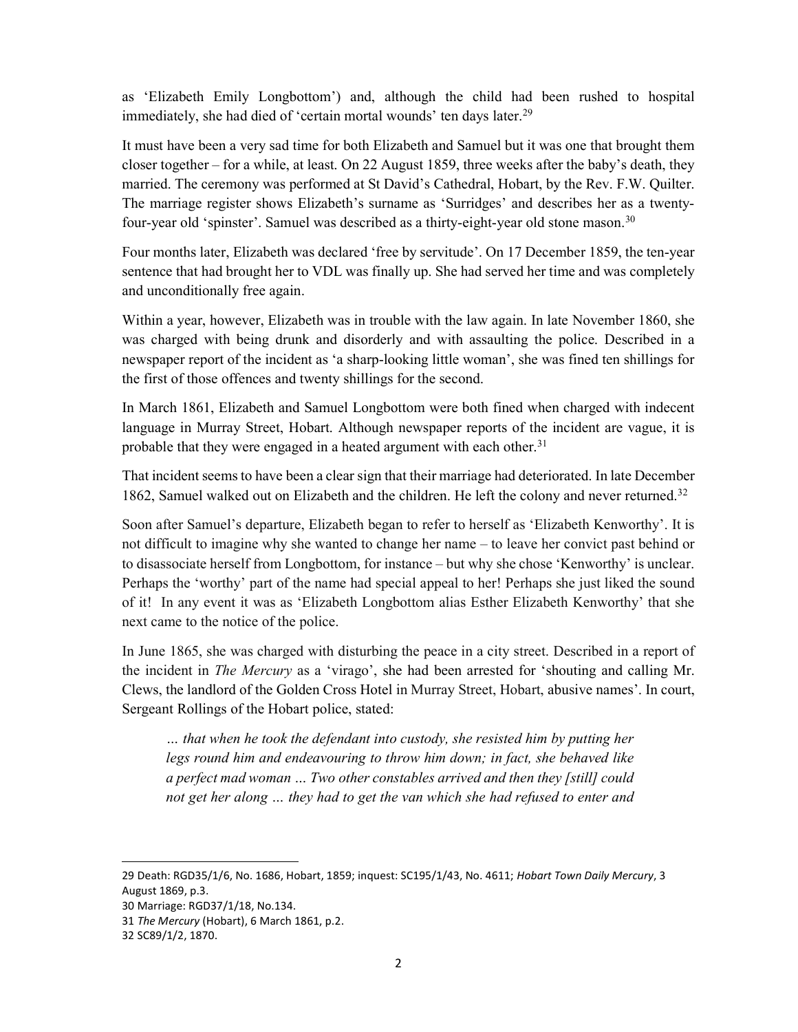as 'Elizabeth Emily Longbottom') and, although the child had been rushed to hospital immediately, she had died of 'certain mortal wounds' ten days later.[29]

It must have been a very sad time for both Elizabeth and Samuel but it was one that brought them closer together – for a while, at least. On 22 August 1859, three weeks after the baby's death, they married. The ceremony was performed at St David's Cathedral, Hobart, by the Rev. F.W. Quilter. The marriage register shows Elizabeth's surname as 'Surridges' and describes her as a twenty-four-year old 'spinster'. Samuel was described as a thirty-eight-year old stone mason.[30]

Four months later, Elizabeth was declared 'free by servitude'. On 17 December 1859, the ten-year sentence that had brought her to VDL was finally up. She had served her time and was completely and unconditionally free again.

Within a year, however, Elizabeth was in trouble with the law again. In late November 1860, she was charged with being drunk and disorderly and with assaulting the police. Described in a newspaper report of the incident as 'a sharp-looking little woman', she was fined ten shillings for the first of those offences and twenty shillings for the second.

In March 1861, Elizabeth and Samuel Longbottom were both fined when charged with indecent language in Murray Street, Hobart. Although newspaper reports of the incident are vague, it is probable that they were engaged in a heated argument with each other.[31]

That incident seems to have been a clear sign that their marriage had deteriorated. In late December 1862, Samuel walked out on Elizabeth and the children. He left the colony and never returned.[32]

Soon after Samuel's departure, Elizabeth began to refer to herself as 'Elizabeth Kenworthy'. It is not difficult to imagine why she wanted to change her name – to leave her convict past behind or to disassociate herself from Longbottom, for instance – but why she chose 'Kenworthy' is unclear. Perhaps the 'worthy' part of the name had special appeal to her! Perhaps she just liked the sound of it! In any event it was as 'Elizabeth Longbottom alias Esther Elizabeth Kenworthy' that she next came to the notice of the police.

In June 1865, she was charged with disturbing the peace in a city street. Described in a report of the incident in *The Mercury* as a 'virago', she had been arrested for 'shouting and calling Mr. Clews, the landlord of the Golden Cross Hotel in Murray Street, Hobart, abusive names'. In court, Sergeant Rollings of the Hobart police, stated:

> *… that when he took the defendant into custody, she resisted him by putting her legs round him and endeavouring to throw him down; in fact, she behaved like a perfect mad woman … Two other constables arrived and then they [still] could not get her along … they had to get the van which she had refused to enter and*

---

29 Death: RGD35/1/6, No. 1686, Hobart, 1859; inquest: SC195/1/43, No. 4611; *Hobart Town Daily Mercury*, 3 August 1869, p.3.

30 Marriage: RGD37/1/18, No.134.

31 *The Mercury* (Hobart), 6 March 1861, p.2.

32 SC89/1/2, 1870.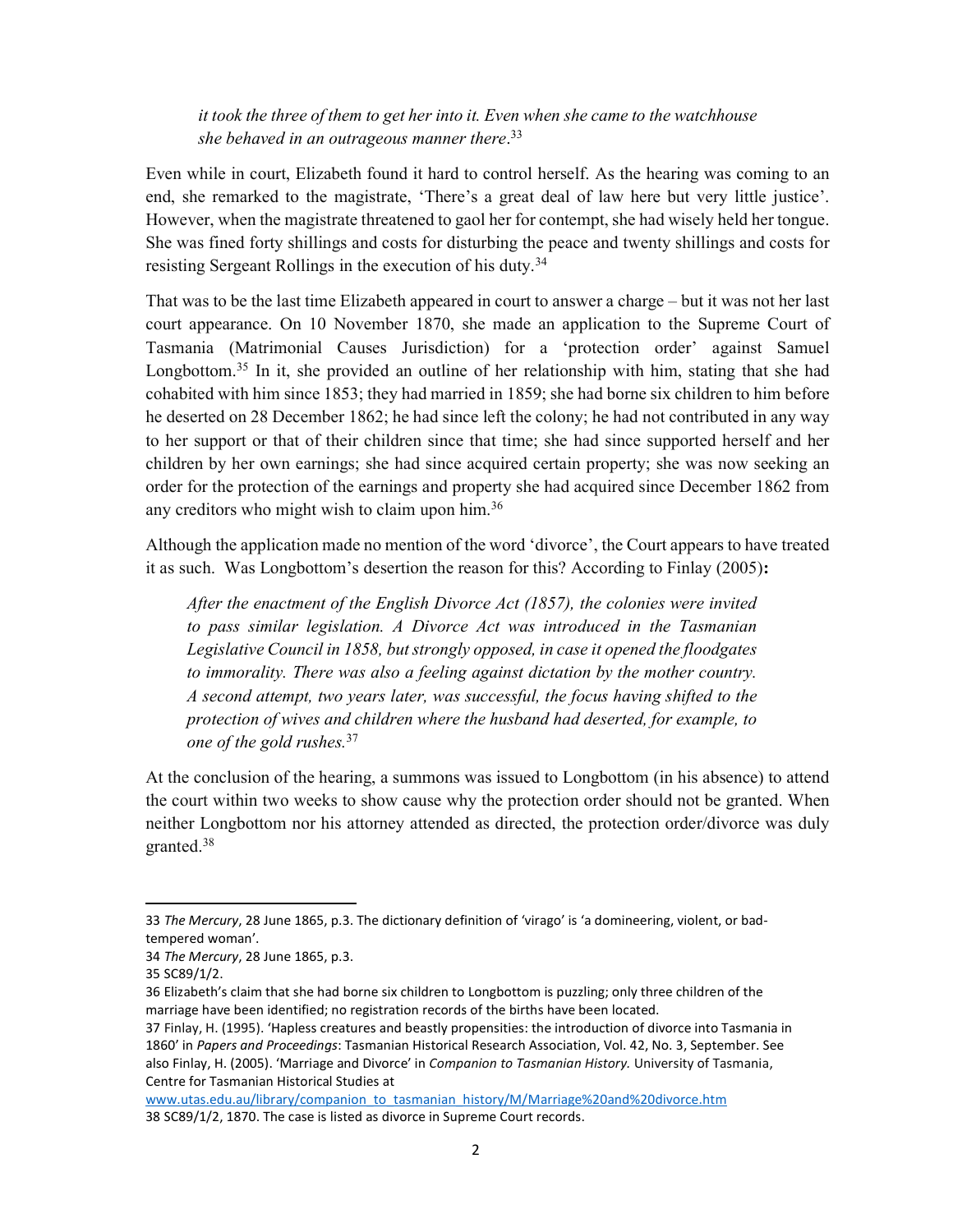*it took the three of them to get her into it. Even when she came to the watchhouse she behaved in an outrageous manner there*.[33]

Even while in court, Elizabeth found it hard to control herself. As the hearing was coming to an end, she remarked to the magistrate, 'There's a great deal of law here but very little justice'. However, when the magistrate threatened to gaol her for contempt, she had wisely held her tongue. She was fined forty shillings and costs for disturbing the peace and twenty shillings and costs for resisting Sergeant Rollings in the execution of his duty.[34]

That was to be the last time Elizabeth appeared in court to answer a charge – but it was not her last court appearance. On 10 November 1870, she made an application to the Supreme Court of Tasmania (Matrimonial Causes Jurisdiction) for a 'protection order' against Samuel Longbottom.[35] In it, she provided an outline of her relationship with him, stating that she had cohabited with him since 1853; they had married in 1859; she had borne six children to him before he deserted on 28 December 1862; he had since left the colony; he had not contributed in any way to her support or that of their children since that time; she had since supported herself and her children by her own earnings; she had since acquired certain property; she was now seeking an order for the protection of the earnings and property she had acquired since December 1862 from any creditors who might wish to claim upon him.[36]

Although the application made no mention of the word 'divorce', the Court appears to have treated it as such. Was Longbottom's desertion the reason for this? According to Finlay (2005)**:**

> *After the enactment of the English Divorce Act (1857), the colonies were invited to pass similar legislation. A Divorce Act was introduced in the Tasmanian Legislative Council in 1858, but strongly opposed, in case it opened the floodgates to immorality. There was also a feeling against dictation by the mother country. A second attempt, two years later, was successful, the focus having shifted to the protection of wives and children where the husband had deserted, for example, to one of the gold rushes.*[37]

At the conclusion of the hearing, a summons was issued to Longbottom (in his absence) to attend the court within two weeks to show cause why the protection order should not be granted. When neither Longbottom nor his attorney attended as directed, the protection order/divorce was duly granted.[38]

---

33 *The Mercury*, 28 June 1865, p.3. The dictionary definition of 'virago' is 'a domineering, violent, or bad-tempered woman'.

34 *The Mercury*, 28 June 1865, p.3.

35 SC89/1/2.

36 Elizabeth's claim that she had borne six children to Longbottom is puzzling; only three children of the marriage have been identified; no registration records of the births have been located.

37 Finlay, H. (1995). 'Hapless creatures and beastly propensities: the introduction of divorce into Tasmania in 1860' in *Papers and Proceedings*: Tasmanian Historical Research Association, Vol. 42, No. 3, September. See also Finlay, H. (2005). 'Marriage and Divorce' in *Companion to Tasmanian History.* University of Tasmania, Centre for Tasmanian Historical Studies at www.utas.edu.au/library/companion_to_tasmanian_history/M/Marriage%20and%20divorce.htm

38 SC89/1/2, 1870. The case is listed as divorce in Supreme Court records.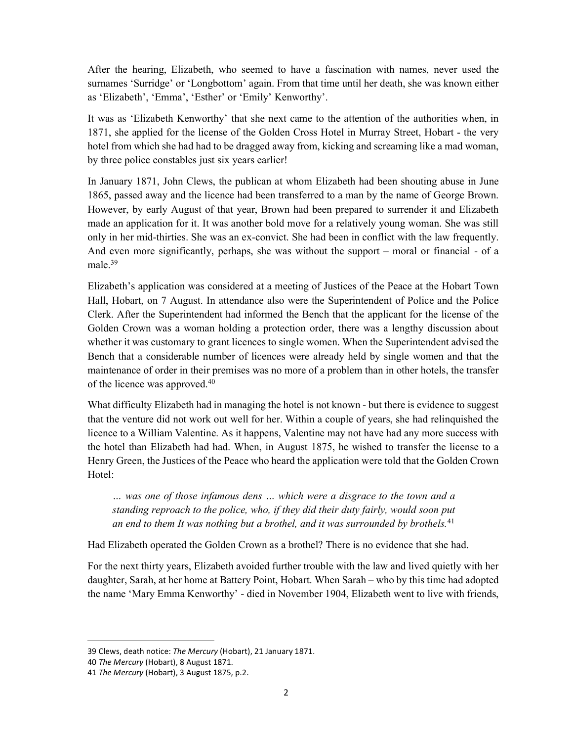After the hearing, Elizabeth, who seemed to have a fascination with names, never used the surnames 'Surridge' or 'Longbottom' again. From that time until her death, she was known either as 'Elizabeth', 'Emma', 'Esther' or 'Emily' Kenworthy'.

It was as 'Elizabeth Kenworthy' that she next came to the attention of the authorities when, in 1871, she applied for the license of the Golden Cross Hotel in Murray Street, Hobart - the very hotel from which she had had to be dragged away from, kicking and screaming like a mad woman, by three police constables just six years earlier!

In January 1871, John Clews, the publican at whom Elizabeth had been shouting abuse in June 1865, passed away and the licence had been transferred to a man by the name of George Brown. However, by early August of that year, Brown had been prepared to surrender it and Elizabeth made an application for it. It was another bold move for a relatively young woman. She was still only in her mid-thirties. She was an ex-convict. She had been in conflict with the law frequently. And even more significantly, perhaps, she was without the support – moral or financial - of a male.[39]

Elizabeth's application was considered at a meeting of Justices of the Peace at the Hobart Town Hall, Hobart, on 7 August. In attendance also were the Superintendent of Police and the Police Clerk. After the Superintendent had informed the Bench that the applicant for the license of the Golden Crown was a woman holding a protection order, there was a lengthy discussion about whether it was customary to grant licences to single women. When the Superintendent advised the Bench that a considerable number of licences were already held by single women and that the maintenance of order in their premises was no more of a problem than in other hotels, the transfer of the licence was approved.[40]

What difficulty Elizabeth had in managing the hotel is not known - but there is evidence to suggest that the venture did not work out well for her. Within a couple of years, she had relinquished the licence to a William Valentine. As it happens, Valentine may not have had any more success with the hotel than Elizabeth had had. When, in August 1875, he wished to transfer the license to a Henry Green, the Justices of the Peace who heard the application were told that the Golden Crown Hotel:

> *… was one of those infamous dens … which were a disgrace to the town and a standing reproach to the police, who, if they did their duty fairly, would soon put an end to them It was nothing but a brothel, and it was surrounded by brothels.*[41]

Had Elizabeth operated the Golden Crown as a brothel? There is no evidence that she had.

For the next thirty years, Elizabeth avoided further trouble with the law and lived quietly with her daughter, Sarah, at her home at Battery Point, Hobart. When Sarah – who by this time had adopted the name 'Mary Emma Kenworthy' - died in November 1904, Elizabeth went to live with friends,

---

39 Clews, death notice: *The Mercury* (Hobart), 21 January 1871.

40 *The Mercury* (Hobart), 8 August 1871.

41 *The Mercury* (Hobart), 3 August 1875, p.2.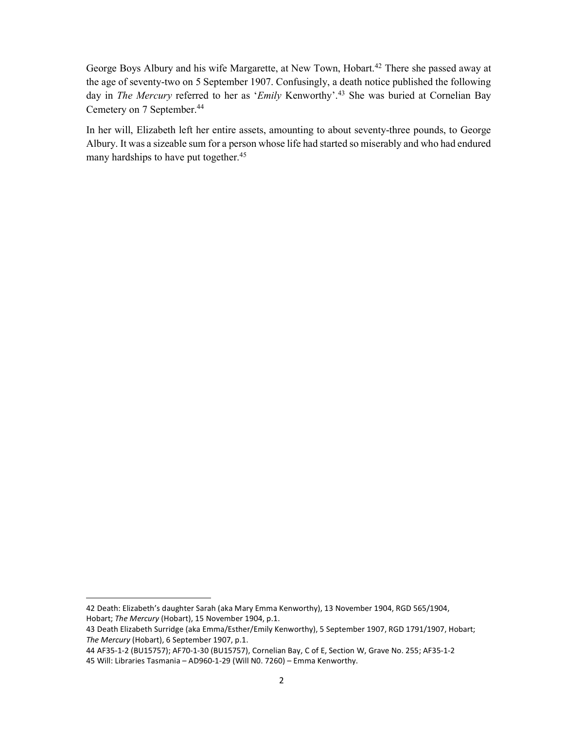George Boys Albury and his wife Margarette, at New Town, Hobart.[42] There she passed away at the age of seventy-two on 5 September 1907. Confusingly, a death notice published the following day in *The Mercury* referred to her as '*Emily* Kenworthy'.[43] She was buried at Cornelian Bay Cemetery on 7 September.[44]

In her will, Elizabeth left her entire assets, amounting to about seventy-three pounds, to George Albury. It was a sizeable sum for a person whose life had started so miserably and who had endured many hardships to have put together.[45]

---

42 Death: Elizabeth's daughter Sarah (aka Mary Emma Kenworthy), 13 November 1904, RGD 565/1904, Hobart; *The Mercury* (Hobart), 15 November 1904, p.1.

43 Death Elizabeth Surridge (aka Emma/Esther/Emily Kenworthy), 5 September 1907, RGD 1791/1907, Hobart; *The Mercury* (Hobart), 6 September 1907, p.1.

44 AF35-1-2 (BU15757); AF70-1-30 (BU15757), Cornelian Bay, C of E, Section W, Grave No. 255; AF35-1-2

45 Will: Libraries Tasmania – AD960-1-29 (Will N0. 7260) – Emma Kenworthy.